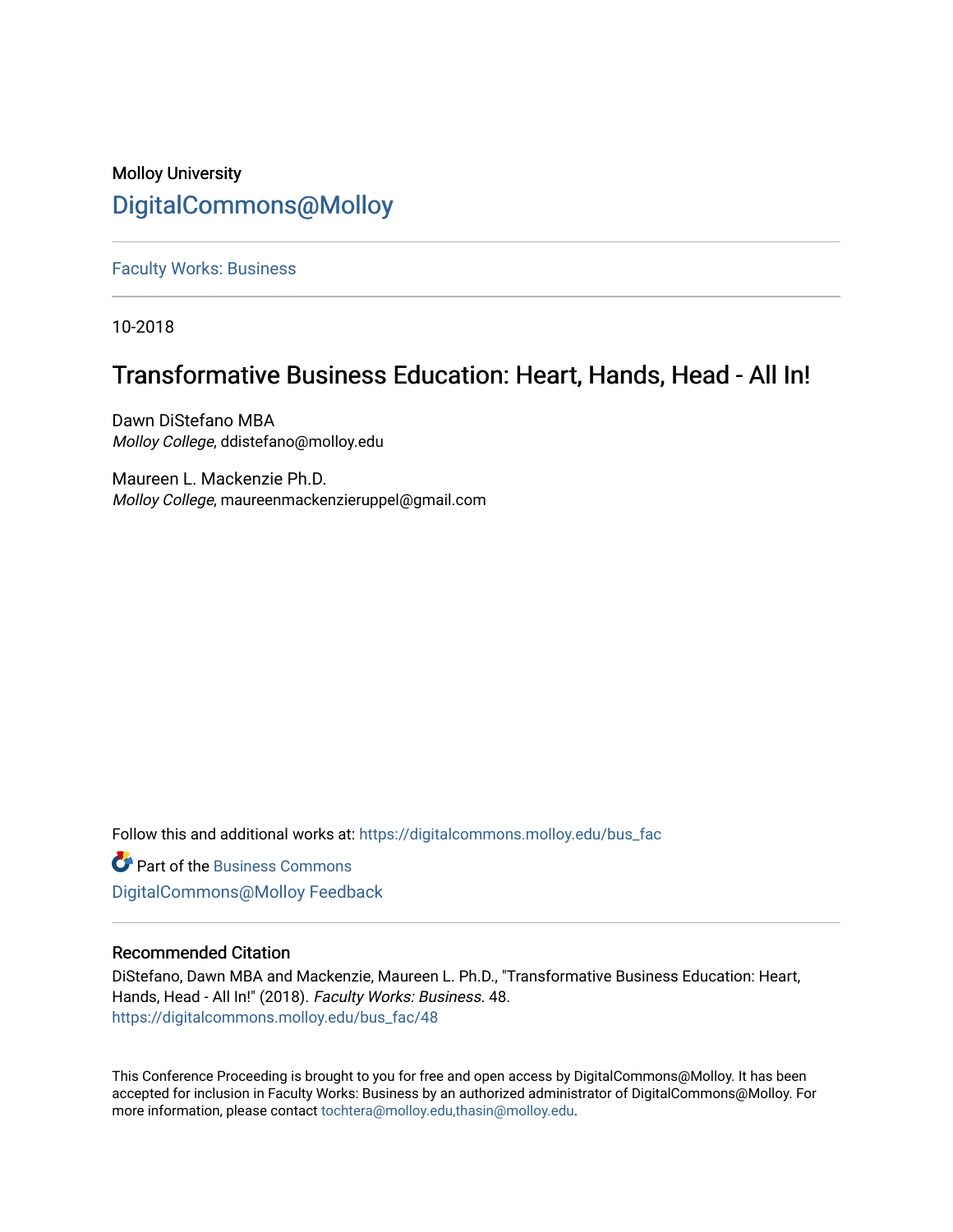Molloy University

DigitalCommons@Molloy

Faculty Works: Business

10-2018

# Transformative Business Education: Heart, Hands, Head - All In!

Dawn DiStefano MBA
*Molloy College*, ddistefano@molloy.edu

Maureen L. Mackenzie Ph.D.
*Molloy College*, maureenmackenzieruppel@gmail.com

Follow this and additional works at: https://digitalcommons.molloy.edu/bus_fac

Part of the Business Commons

DigitalCommons@Molloy Feedback

## Recommended Citation

DiStefano, Dawn MBA and Mackenzie, Maureen L. Ph.D., "Transformative Business Education: Heart, Hands, Head - All In!" (2018). *Faculty Works: Business*. 48.
https://digitalcommons.molloy.edu/bus_fac/48

This Conference Proceeding is brought to you for free and open access by DigitalCommons@Molloy. It has been accepted for inclusion in Faculty Works: Business by an authorized administrator of DigitalCommons@Molloy. For more information, please contact tochtera@molloy.edu,thasin@molloy.edu.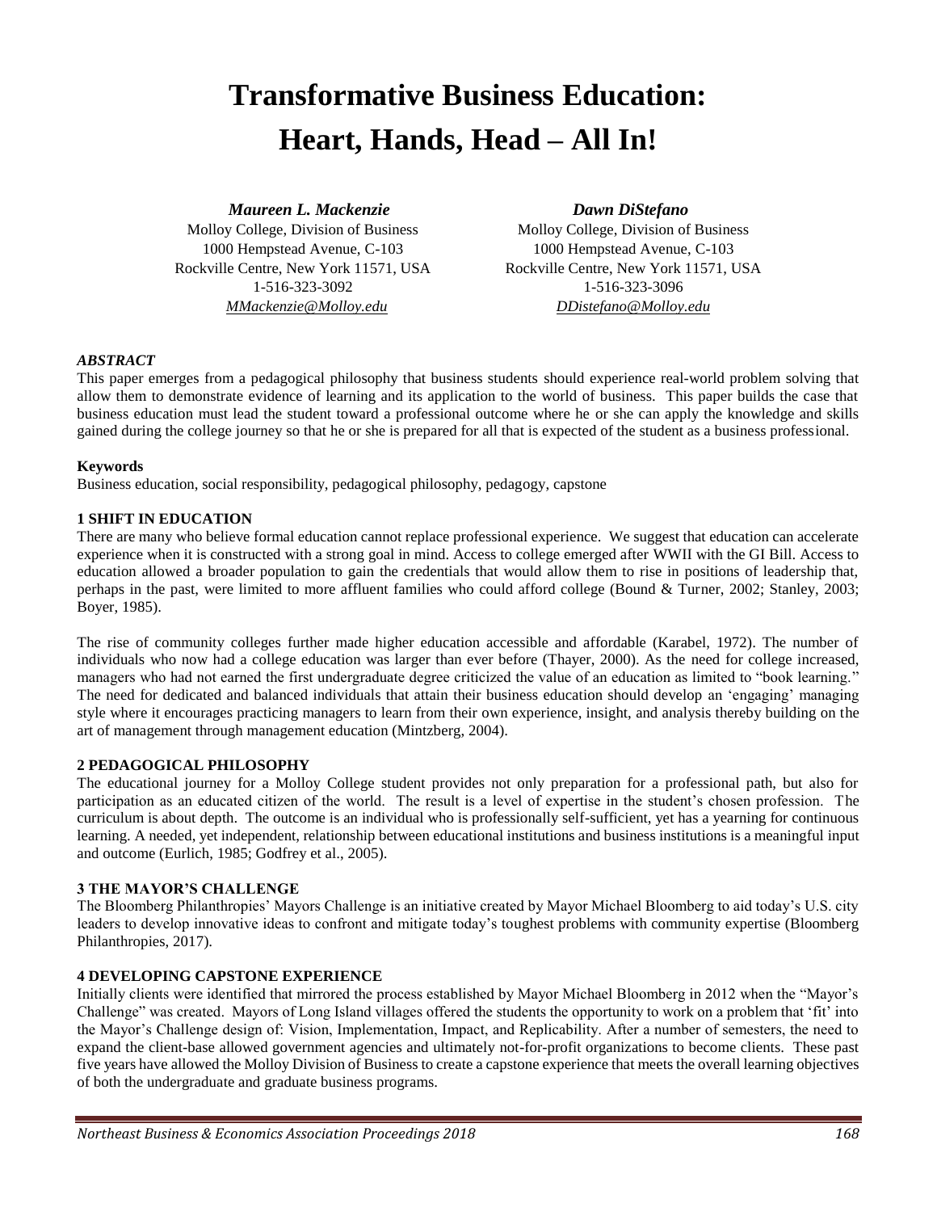# Transformative Business Education: Heart, Hands, Head – All In!

***Maureen L. Mackenzie***
Molloy College, Division of Business
1000 Hempstead Avenue, C-103
Rockville Centre, New York 11571, USA
1-516-323-3092
*MMackenzie@Molloy.edu*

***Dawn DiStefano***
Molloy College, Division of Business
1000 Hempstead Avenue, C-103
Rockville Centre, New York 11571, USA
1-516-323-3096
*DDistefano@Molloy.edu*

### *ABSTRACT*

This paper emerges from a pedagogical philosophy that business students should experience real-world problem solving that allow them to demonstrate evidence of learning and its application to the world of business. This paper builds the case that business education must lead the student toward a professional outcome where he or she can apply the knowledge and skills gained during the college journey so that he or she is prepared for all that is expected of the student as a business professional.

**Keywords**

Business education, social responsibility, pedagogical philosophy, pedagogy, capstone

## 1 SHIFT IN EDUCATION

There are many who believe formal education cannot replace professional experience. We suggest that education can accelerate experience when it is constructed with a strong goal in mind. Access to college emerged after WWII with the GI Bill. Access to education allowed a broader population to gain the credentials that would allow them to rise in positions of leadership that, perhaps in the past, were limited to more affluent families who could afford college (Bound & Turner, 2002; Stanley, 2003; Boyer, 1985).

The rise of community colleges further made higher education accessible and affordable (Karabel, 1972). The number of individuals who now had a college education was larger than ever before (Thayer, 2000). As the need for college increased, managers who had not earned the first undergraduate degree criticized the value of an education as limited to "book learning." The need for dedicated and balanced individuals that attain their business education should develop an 'engaging' managing style where it encourages practicing managers to learn from their own experience, insight, and analysis thereby building on the art of management through management education (Mintzberg, 2004).

## 2 PEDAGOGICAL PHILOSOPHY

The educational journey for a Molloy College student provides not only preparation for a professional path, but also for participation as an educated citizen of the world. The result is a level of expertise in the student's chosen profession. The curriculum is about depth. The outcome is an individual who is professionally self-sufficient, yet has a yearning for continuous learning. A needed, yet independent, relationship between educational institutions and business institutions is a meaningful input and outcome (Eurlich, 1985; Godfrey et al., 2005).

## 3 THE MAYOR'S CHALLENGE

The Bloomberg Philanthropies' Mayors Challenge is an initiative created by Mayor Michael Bloomberg to aid today's U.S. city leaders to develop innovative ideas to confront and mitigate today's toughest problems with community expertise (Bloomberg Philanthropies, 2017).

## 4 DEVELOPING CAPSTONE EXPERIENCE

Initially clients were identified that mirrored the process established by Mayor Michael Bloomberg in 2012 when the "Mayor's Challenge" was created. Mayors of Long Island villages offered the students the opportunity to work on a problem that 'fit' into the Mayor's Challenge design of: Vision, Implementation, Impact, and Replicability. After a number of semesters, the need to expand the client-base allowed government agencies and ultimately not-for-profit organizations to become clients. These past five years have allowed the Molloy Division of Business to create a capstone experience that meets the overall learning objectives of both the undergraduate and graduate business programs.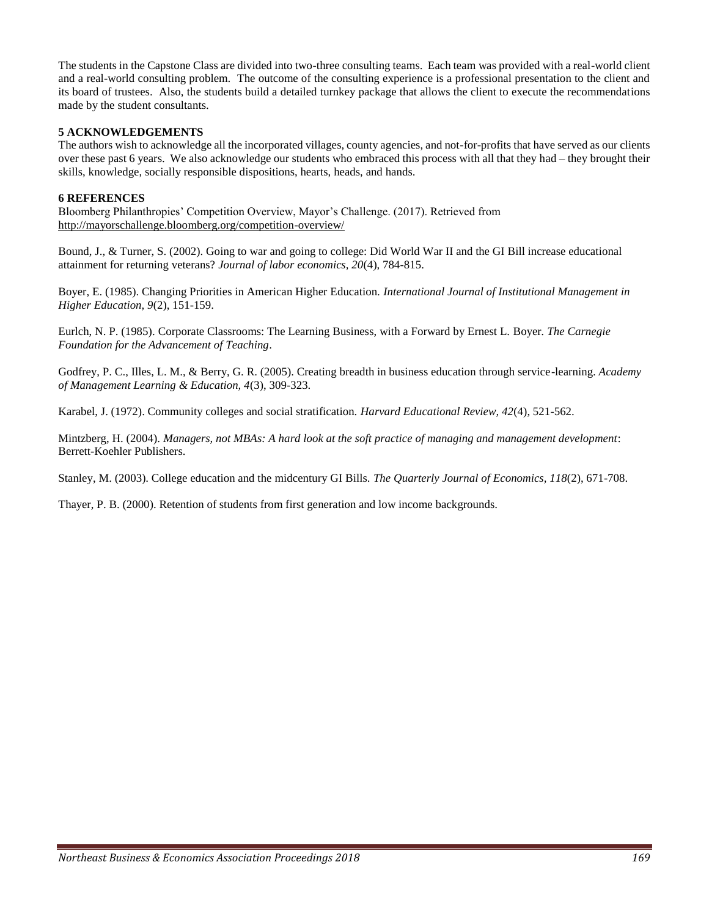The students in the Capstone Class are divided into two-three consulting teams. Each team was provided with a real-world client and a real-world consulting problem. The outcome of the consulting experience is a professional presentation to the client and its board of trustees. Also, the students build a detailed turnkey package that allows the client to execute the recommendations made by the student consultants.

## 5 ACKNOWLEDGEMENTS

The authors wish to acknowledge all the incorporated villages, county agencies, and not-for-profits that have served as our clients over these past 6 years. We also acknowledge our students who embraced this process with all that they had – they brought their skills, knowledge, socially responsible dispositions, hearts, heads, and hands.

## 6 REFERENCES

Bloomberg Philanthropies' Competition Overview, Mayor's Challenge. (2017). Retrieved from http://mayorschallenge.bloomberg.org/competition-overview/

Bound, J., & Turner, S. (2002). Going to war and going to college: Did World War II and the GI Bill increase educational attainment for returning veterans? *Journal of labor economics, 20*(4), 784-815.

Boyer, E. (1985). Changing Priorities in American Higher Education. *International Journal of Institutional Management in Higher Education, 9*(2), 151-159.

Eurlch, N. P. (1985). Corporate Classrooms: The Learning Business, with a Forward by Ernest L. Boyer. *The Carnegie Foundation for the Advancement of Teaching*.

Godfrey, P. C., Illes, L. M., & Berry, G. R. (2005). Creating breadth in business education through service-learning. *Academy of Management Learning & Education, 4*(3), 309-323.

Karabel, J. (1972). Community colleges and social stratification. *Harvard Educational Review, 42*(4), 521-562.

Mintzberg, H. (2004). *Managers, not MBAs: A hard look at the soft practice of managing and management development*: Berrett-Koehler Publishers.

Stanley, M. (2003). College education and the midcentury GI Bills. *The Quarterly Journal of Economics, 118*(2), 671-708.

Thayer, P. B. (2000). Retention of students from first generation and low income backgrounds.